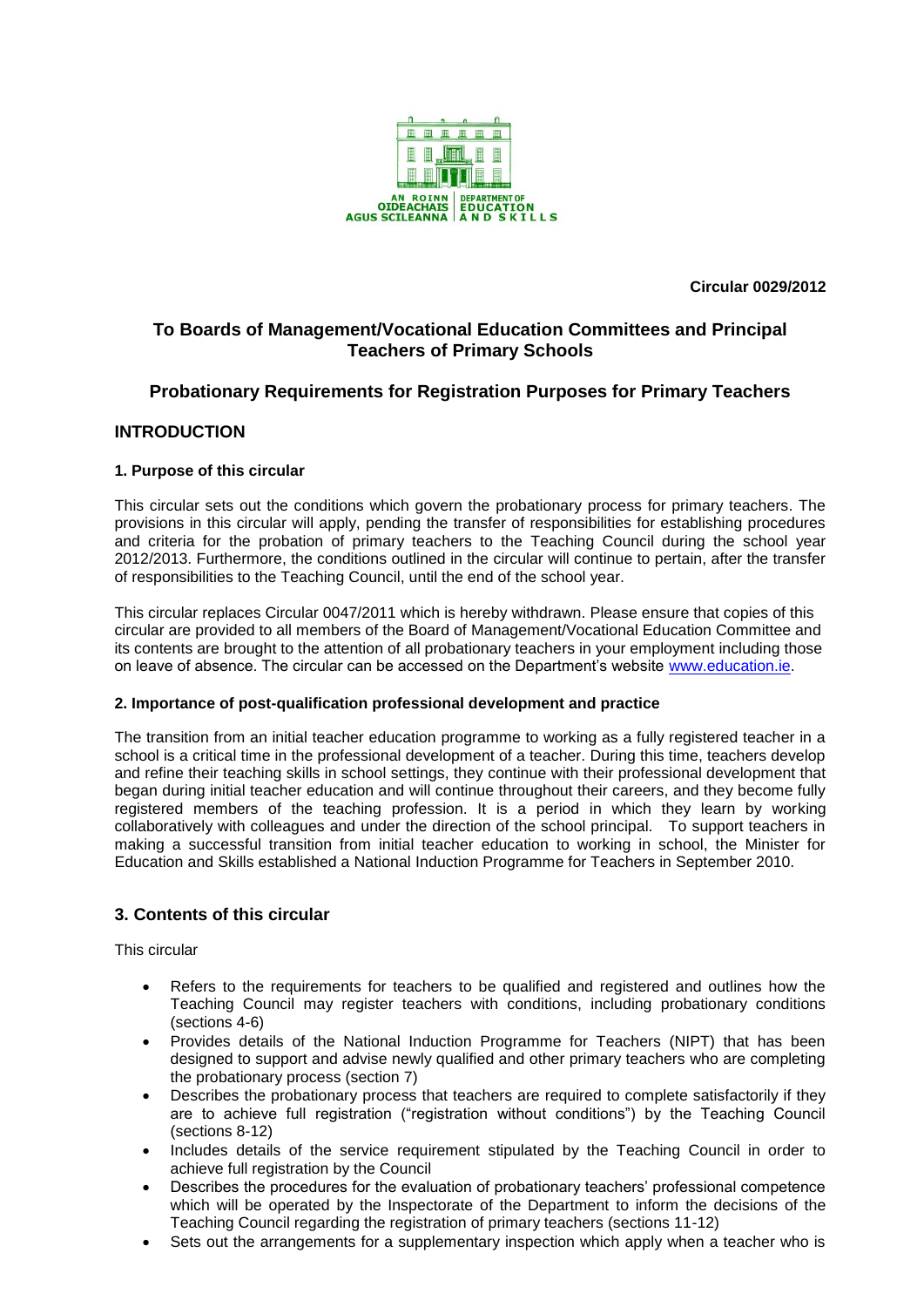AN ROINN OIDEACHAIS AGUS SCILEANNA | DEPARTMENT OF EDUCATION AND SKILLS

**Circular 0029/2012**

## To Boards of Management/Vocational Education Committees and Principal Teachers of Primary Schools

## Probationary Requirements for Registration Purposes for Primary Teachers

## INTRODUCTION

### 1. Purpose of this circular

This circular sets out the conditions which govern the probationary process for primary teachers. The provisions in this circular will apply, pending the transfer of responsibilities for establishing procedures and criteria for the probation of primary teachers to the Teaching Council during the school year 2012/2013. Furthermore, the conditions outlined in the circular will continue to pertain, after the transfer of responsibilities to the Teaching Council, until the end of the school year.

This circular replaces Circular 0047/2011 which is hereby withdrawn. Please ensure that copies of this circular are provided to all members of the Board of Management/Vocational Education Committee and its contents are brought to the attention of all probationary teachers in your employment including those on leave of absence. The circular can be accessed on the Department's website www.education.ie.

### 2. Importance of post-qualification professional development and practice

The transition from an initial teacher education programme to working as a fully registered teacher in a school is a critical time in the professional development of a teacher. During this time, teachers develop and refine their teaching skills in school settings, they continue with their professional development that began during initial teacher education and will continue throughout their careers, and they become fully registered members of the teaching profession. It is a period in which they learn by working collaboratively with colleagues and under the direction of the school principal. To support teachers in making a successful transition from initial teacher education to working in school, the Minister for Education and Skills established a National Induction Programme for Teachers in September 2010.

## 3. Contents of this circular

This circular

- Refers to the requirements for teachers to be qualified and registered and outlines how the Teaching Council may register teachers with conditions, including probationary conditions (sections 4-6)
- Provides details of the National Induction Programme for Teachers (NIPT) that has been designed to support and advise newly qualified and other primary teachers who are completing the probationary process (section 7)
- Describes the probationary process that teachers are required to complete satisfactorily if they are to achieve full registration ("registration without conditions") by the Teaching Council (sections 8-12)
- Includes details of the service requirement stipulated by the Teaching Council in order to achieve full registration by the Council
- Describes the procedures for the evaluation of probationary teachers' professional competence which will be operated by the Inspectorate of the Department to inform the decisions of the Teaching Council regarding the registration of primary teachers (sections 11-12)
- Sets out the arrangements for a supplementary inspection which apply when a teacher who is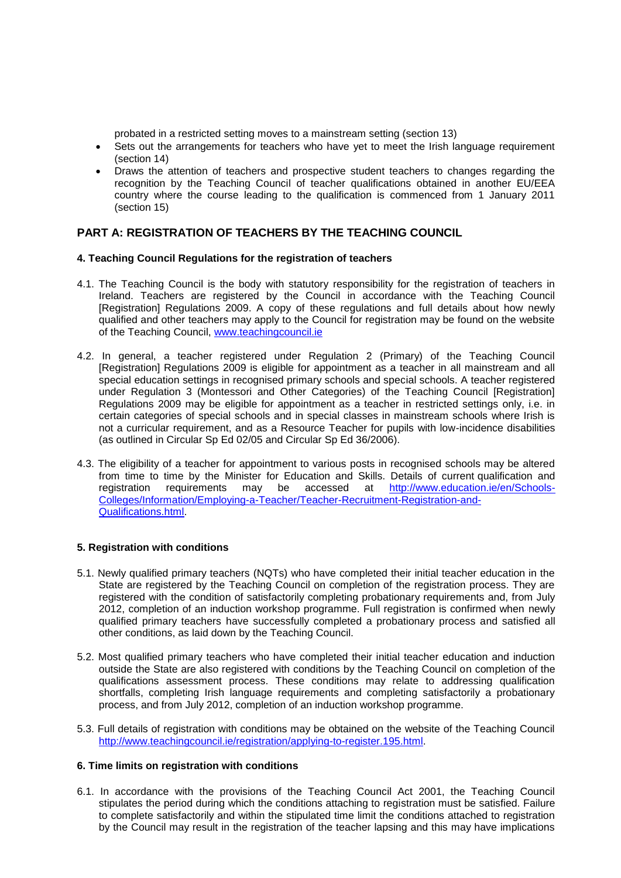probated in a restricted setting moves to a mainstream setting (section 13)

- Sets out the arrangements for teachers who have yet to meet the Irish language requirement (section 14)
- Draws the attention of teachers and prospective student teachers to changes regarding the recognition by the Teaching Council of teacher qualifications obtained in another EU/EEA country where the course leading to the qualification is commenced from 1 January 2011 (section 15)

## PART A: REGISTRATION OF TEACHERS BY THE TEACHING COUNCIL

### 4. Teaching Council Regulations for the registration of teachers

4.1. The Teaching Council is the body with statutory responsibility for the registration of teachers in Ireland. Teachers are registered by the Council in accordance with the Teaching Council [Registration] Regulations 2009. A copy of these regulations and full details about how newly qualified and other teachers may apply to the Council for registration may be found on the website of the Teaching Council, www.teachingcouncil.ie

4.2. In general, a teacher registered under Regulation 2 (Primary) of the Teaching Council [Registration] Regulations 2009 is eligible for appointment as a teacher in all mainstream and all special education settings in recognised primary schools and special schools. A teacher registered under Regulation 3 (Montessori and Other Categories) of the Teaching Council [Registration] Regulations 2009 may be eligible for appointment as a teacher in restricted settings only, i.e. in certain categories of special schools and in special classes in mainstream schools where Irish is not a curricular requirement, and as a Resource Teacher for pupils with low-incidence disabilities (as outlined in Circular Sp Ed 02/05 and Circular Sp Ed 36/2006).

4.3. The eligibility of a teacher for appointment to various posts in recognised schools may be altered from time to time by the Minister for Education and Skills. Details of current qualification and registration requirements may be accessed at http://www.education.ie/en/Schools-Colleges/Information/Employing-a-Teacher/Teacher-Recruitment-Registration-and-Qualifications.html.

### 5. Registration with conditions

5.1. Newly qualified primary teachers (NQTs) who have completed their initial teacher education in the State are registered by the Teaching Council on completion of the registration process. They are registered with the condition of satisfactorily completing probationary requirements and, from July 2012, completion of an induction workshop programme. Full registration is confirmed when newly qualified primary teachers have successfully completed a probationary process and satisfied all other conditions, as laid down by the Teaching Council.

5.2. Most qualified primary teachers who have completed their initial teacher education and induction outside the State are also registered with conditions by the Teaching Council on completion of the qualifications assessment process. These conditions may relate to addressing qualification shortfalls, completing Irish language requirements and completing satisfactorily a probationary process, and from July 2012, completion of an induction workshop programme.

5.3. Full details of registration with conditions may be obtained on the website of the Teaching Council http://www.teachingcouncil.ie/registration/applying-to-register.195.html.

### 6. Time limits on registration with conditions

6.1. In accordance with the provisions of the Teaching Council Act 2001, the Teaching Council stipulates the period during which the conditions attaching to registration must be satisfied. Failure to complete satisfactorily and within the stipulated time limit the conditions attached to registration by the Council may result in the registration of the teacher lapsing and this may have implications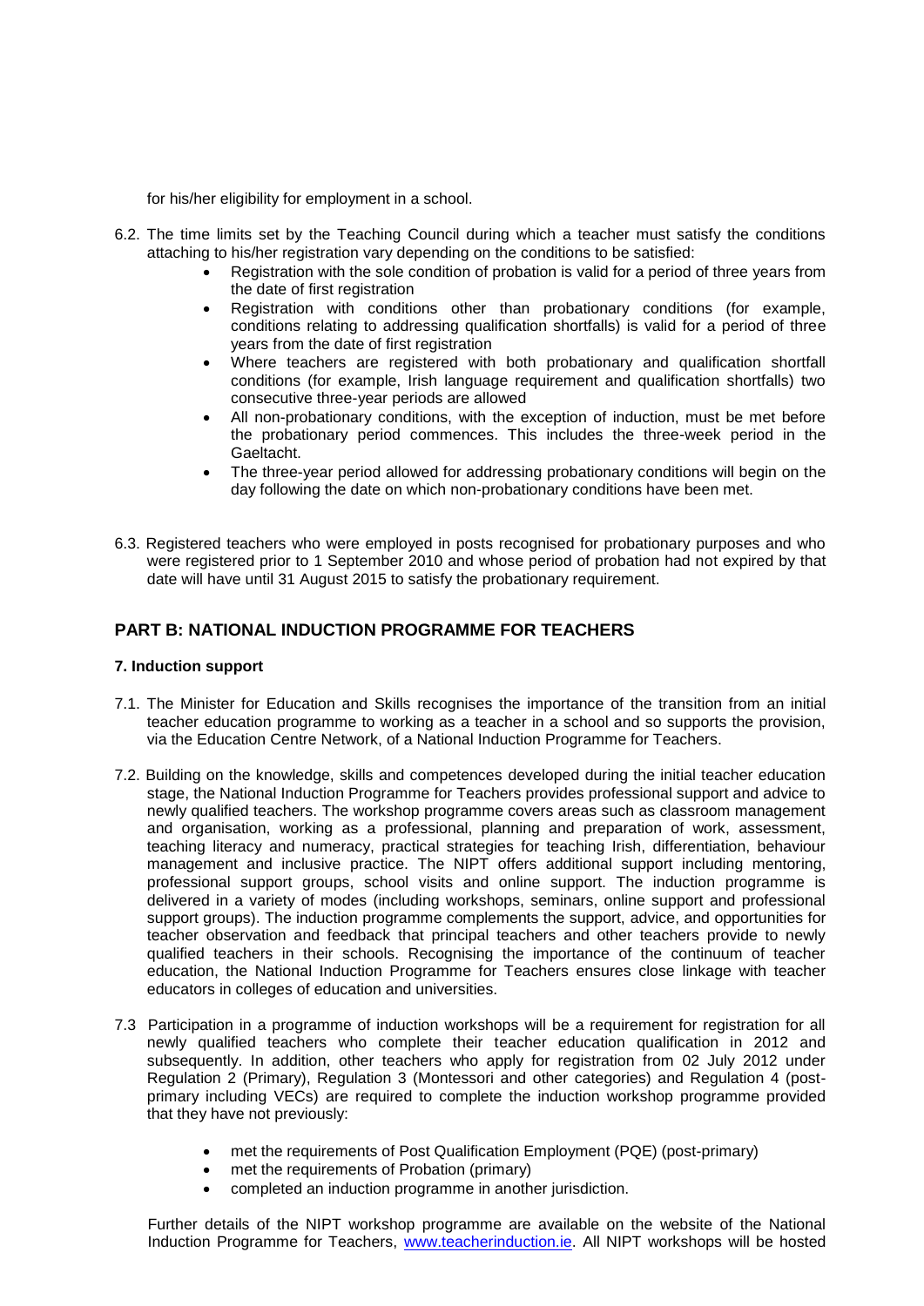for his/her eligibility for employment in a school.

6.2. The time limits set by the Teaching Council during which a teacher must satisfy the conditions attaching to his/her registration vary depending on the conditions to be satisfied:

- Registration with the sole condition of probation is valid for a period of three years from the date of first registration
- Registration with conditions other than probationary conditions (for example, conditions relating to addressing qualification shortfalls) is valid for a period of three years from the date of first registration
- Where teachers are registered with both probationary and qualification shortfall conditions (for example, Irish language requirement and qualification shortfalls) two consecutive three-year periods are allowed
- All non-probationary conditions, with the exception of induction, must be met before the probationary period commences. This includes the three-week period in the Gaeltacht.
- The three-year period allowed for addressing probationary conditions will begin on the day following the date on which non-probationary conditions have been met.

6.3. Registered teachers who were employed in posts recognised for probationary purposes and who were registered prior to 1 September 2010 and whose period of probation had not expired by that date will have until 31 August 2015 to satisfy the probationary requirement.

## PART B: NATIONAL INDUCTION PROGRAMME FOR TEACHERS

### 7. Induction support

7.1. The Minister for Education and Skills recognises the importance of the transition from an initial teacher education programme to working as a teacher in a school and so supports the provision, via the Education Centre Network, of a National Induction Programme for Teachers.

7.2. Building on the knowledge, skills and competences developed during the initial teacher education stage, the National Induction Programme for Teachers provides professional support and advice to newly qualified teachers. The workshop programme covers areas such as classroom management and organisation, working as a professional, planning and preparation of work, assessment, teaching literacy and numeracy, practical strategies for teaching Irish, differentiation, behaviour management and inclusive practice. The NIPT offers additional support including mentoring, professional support groups, school visits and online support. The induction programme is delivered in a variety of modes (including workshops, seminars, online support and professional support groups). The induction programme complements the support, advice, and opportunities for teacher observation and feedback that principal teachers and other teachers provide to newly qualified teachers in their schools. Recognising the importance of the continuum of teacher education, the National Induction Programme for Teachers ensures close linkage with teacher educators in colleges of education and universities.

7.3 Participation in a programme of induction workshops will be a requirement for registration for all newly qualified teachers who complete their teacher education qualification in 2012 and subsequently. In addition, other teachers who apply for registration from 02 July 2012 under Regulation 2 (Primary), Regulation 3 (Montessori and other categories) and Regulation 4 (post-primary including VECs) are required to complete the induction workshop programme provided that they have not previously:

- met the requirements of Post Qualification Employment (PQE) (post-primary)
- met the requirements of Probation (primary)
- completed an induction programme in another jurisdiction.

Further details of the NIPT workshop programme are available on the website of the National Induction Programme for Teachers, www.teacherinduction.ie. All NIPT workshops will be hosted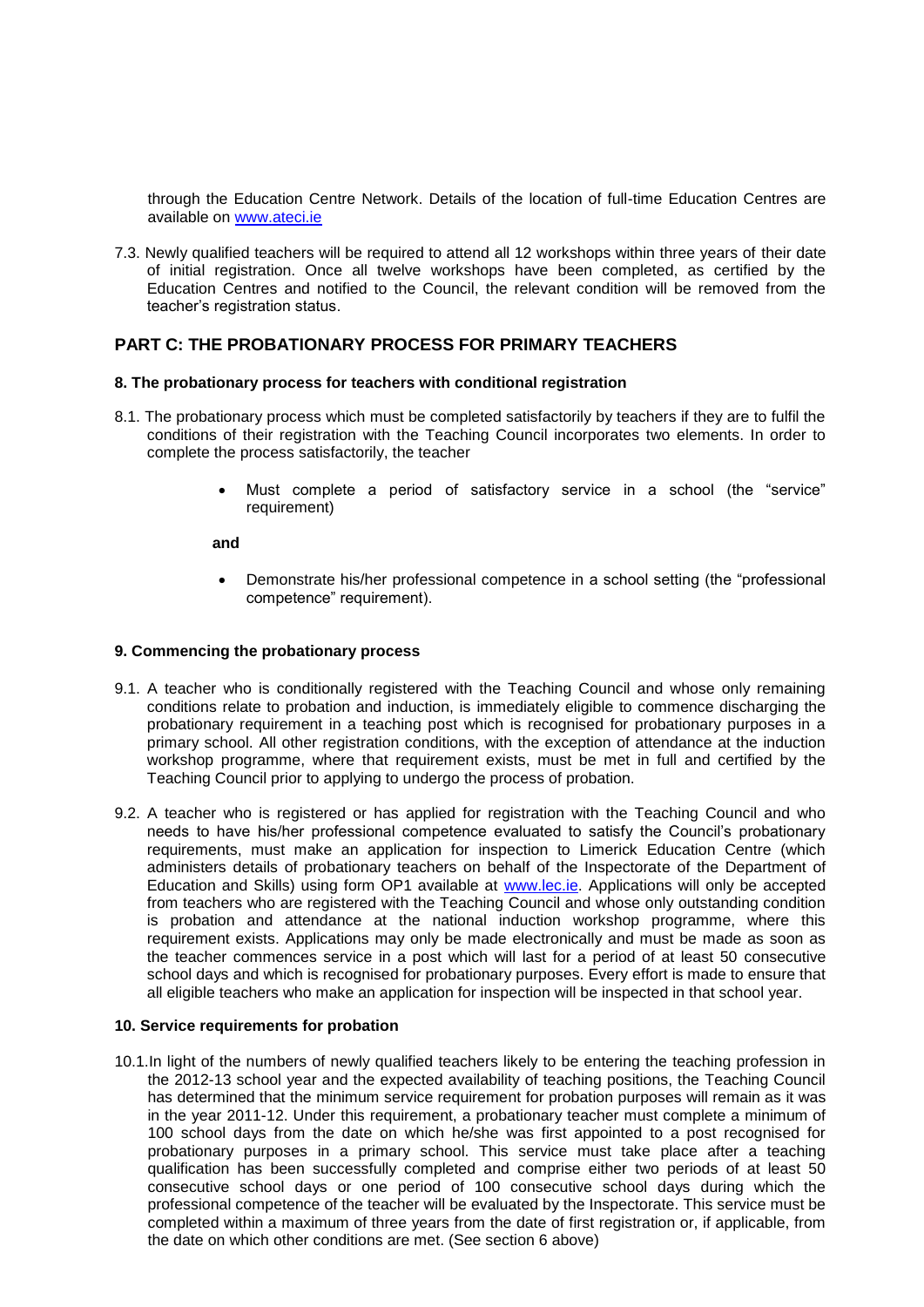through the Education Centre Network. Details of the location of full-time Education Centres are available on [www.ateci.ie](http://www.ateci.ie)

7.3. Newly qualified teachers will be required to attend all 12 workshops within three years of their date of initial registration. Once all twelve workshops have been completed, as certified by the Education Centres and notified to the Council, the relevant condition will be removed from the teacher's registration status.

## PART C: THE PROBATIONARY PROCESS FOR PRIMARY TEACHERS

### 8. The probationary process for teachers with conditional registration

8.1. The probationary process which must be completed satisfactorily by teachers if they are to fulfil the conditions of their registration with the Teaching Council incorporates two elements. In order to complete the process satisfactorily, the teacher

- Must complete a period of satisfactory service in a school (the "service" requirement)

**and**

- Demonstrate his/her professional competence in a school setting (the "professional competence" requirement).

### 9. Commencing the probationary process

9.1. A teacher who is conditionally registered with the Teaching Council and whose only remaining conditions relate to probation and induction, is immediately eligible to commence discharging the probationary requirement in a teaching post which is recognised for probationary purposes in a primary school. All other registration conditions, with the exception of attendance at the induction workshop programme, where that requirement exists, must be met in full and certified by the Teaching Council prior to applying to undergo the process of probation.

9.2. A teacher who is registered or has applied for registration with the Teaching Council and who needs to have his/her professional competence evaluated to satisfy the Council's probationary requirements, must make an application for inspection to Limerick Education Centre (which administers details of probationary teachers on behalf of the Inspectorate of the Department of Education and Skills) using form OP1 available at [www.lec.ie](http://www.lec.ie). Applications will only be accepted from teachers who are registered with the Teaching Council and whose only outstanding condition is probation and attendance at the national induction workshop programme, where this requirement exists. Applications may only be made electronically and must be made as soon as the teacher commences service in a post which will last for a period of at least 50 consecutive school days and which is recognised for probationary purposes. Every effort is made to ensure that all eligible teachers who make an application for inspection will be inspected in that school year.

### 10. Service requirements for probation

10.1. In light of the numbers of newly qualified teachers likely to be entering the teaching profession in the 2012-13 school year and the expected availability of teaching positions, the Teaching Council has determined that the minimum service requirement for probation purposes will remain as it was in the year 2011-12. Under this requirement, a probationary teacher must complete a minimum of 100 school days from the date on which he/she was first appointed to a post recognised for probationary purposes in a primary school. This service must take place after a teaching qualification has been successfully completed and comprise either two periods of at least 50 consecutive school days or one period of 100 consecutive school days during which the professional competence of the teacher will be evaluated by the Inspectorate. This service must be completed within a maximum of three years from the date of first registration or, if applicable, from the date on which other conditions are met. (See section 6 above)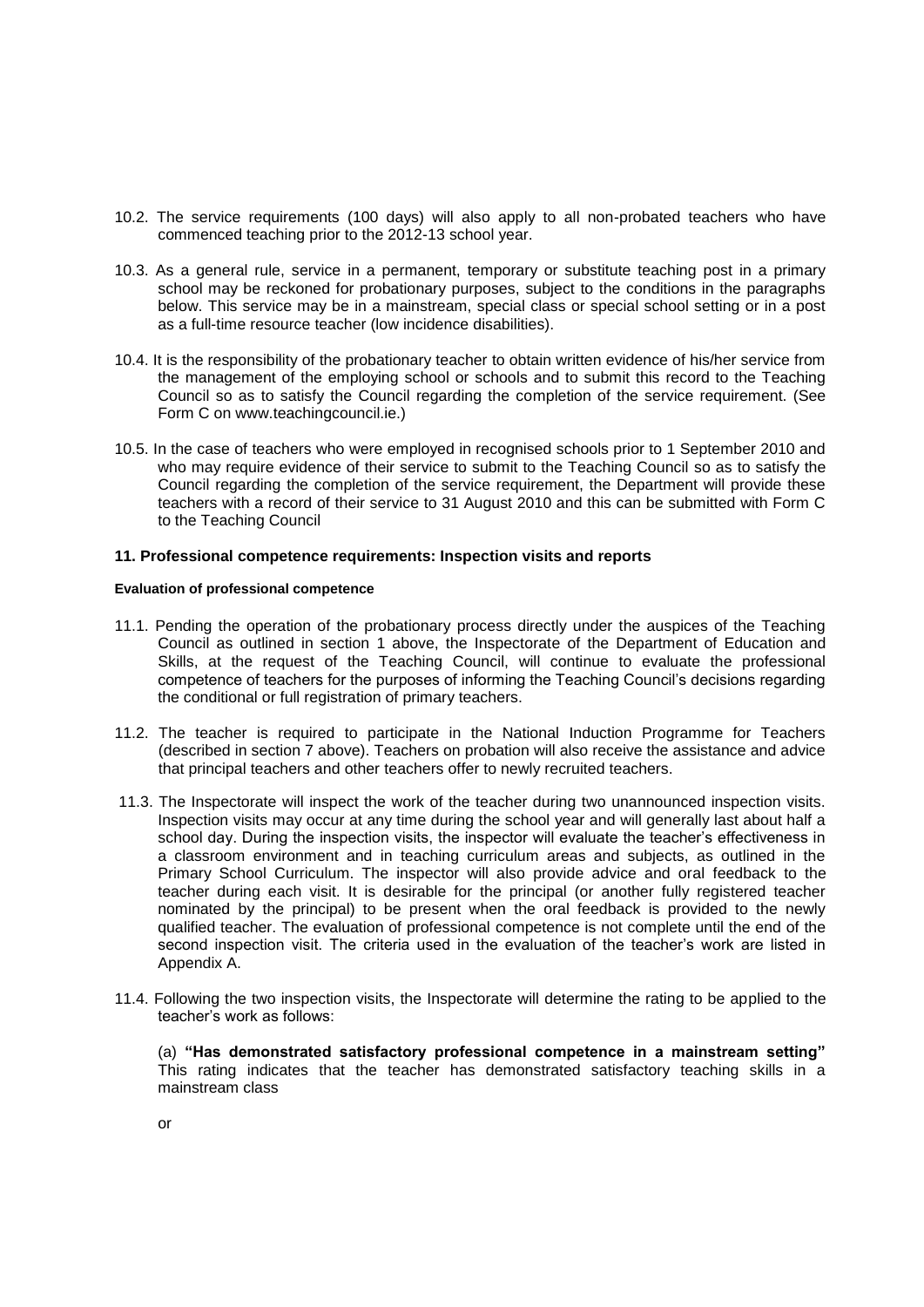10.2. The service requirements (100 days) will also apply to all non-probated teachers who have commenced teaching prior to the 2012-13 school year.

10.3. As a general rule, service in a permanent, temporary or substitute teaching post in a primary school may be reckoned for probationary purposes, subject to the conditions in the paragraphs below. This service may be in a mainstream, special class or special school setting or in a post as a full-time resource teacher (low incidence disabilities).

10.4. It is the responsibility of the probationary teacher to obtain written evidence of his/her service from the management of the employing school or schools and to submit this record to the Teaching Council so as to satisfy the Council regarding the completion of the service requirement. (See Form C on www.teachingcouncil.ie.)

10.5. In the case of teachers who were employed in recognised schools prior to 1 September 2010 and who may require evidence of their service to submit to the Teaching Council so as to satisfy the Council regarding the completion of the service requirement, the Department will provide these teachers with a record of their service to 31 August 2010 and this can be submitted with Form C to the Teaching Council

## 11. Professional competence requirements: Inspection visits and reports

#### Evaluation of professional competence

11.1. Pending the operation of the probationary process directly under the auspices of the Teaching Council as outlined in section 1 above, the Inspectorate of the Department of Education and Skills, at the request of the Teaching Council, will continue to evaluate the professional competence of teachers for the purposes of informing the Teaching Council's decisions regarding the conditional or full registration of primary teachers.

11.2. The teacher is required to participate in the National Induction Programme for Teachers (described in section 7 above). Teachers on probation will also receive the assistance and advice that principal teachers and other teachers offer to newly recruited teachers.

11.3. The Inspectorate will inspect the work of the teacher during two unannounced inspection visits. Inspection visits may occur at any time during the school year and will generally last about half a school day. During the inspection visits, the inspector will evaluate the teacher's effectiveness in a classroom environment and in teaching curriculum areas and subjects, as outlined in the Primary School Curriculum. The inspector will also provide advice and oral feedback to the teacher during each visit. It is desirable for the principal (or another fully registered teacher nominated by the principal) to be present when the oral feedback is provided to the newly qualified teacher. The evaluation of professional competence is not complete until the end of the second inspection visit. The criteria used in the evaluation of the teacher's work are listed in Appendix A.

11.4. Following the two inspection visits, the Inspectorate will determine the rating to be applied to the teacher's work as follows:

(a) **"Has demonstrated satisfactory professional competence in a mainstream setting"** This rating indicates that the teacher has demonstrated satisfactory teaching skills in a mainstream class

or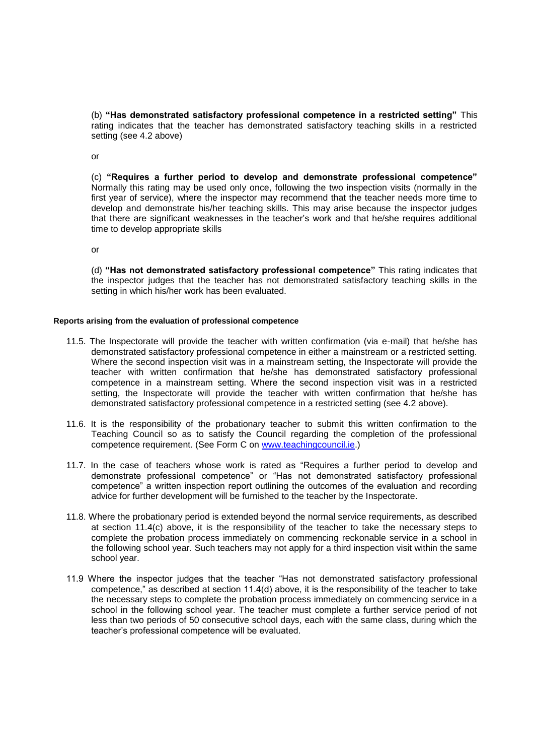(b) **"Has demonstrated satisfactory professional competence in a restricted setting"** This rating indicates that the teacher has demonstrated satisfactory teaching skills in a restricted setting (see 4.2 above)

or

(c) **"Requires a further period to develop and demonstrate professional competence"** Normally this rating may be used only once, following the two inspection visits (normally in the first year of service), where the inspector may recommend that the teacher needs more time to develop and demonstrate his/her teaching skills. This may arise because the inspector judges that there are significant weaknesses in the teacher's work and that he/she requires additional time to develop appropriate skills

or

(d) **"Has not demonstrated satisfactory professional competence"** This rating indicates that the inspector judges that the teacher has not demonstrated satisfactory teaching skills in the setting in which his/her work has been evaluated.

#### Reports arising from the evaluation of professional competence

11.5. The Inspectorate will provide the teacher with written confirmation (via e-mail) that he/she has demonstrated satisfactory professional competence in either a mainstream or a restricted setting. Where the second inspection visit was in a mainstream setting, the Inspectorate will provide the teacher with written confirmation that he/she has demonstrated satisfactory professional competence in a mainstream setting. Where the second inspection visit was in a restricted setting, the Inspectorate will provide the teacher with written confirmation that he/she has demonstrated satisfactory professional competence in a restricted setting (see 4.2 above).

11.6. It is the responsibility of the probationary teacher to submit this written confirmation to the Teaching Council so as to satisfy the Council regarding the completion of the professional competence requirement. (See Form C on [www.teachingcouncil.ie](http://www.teachingcouncil.ie).)

11.7. In the case of teachers whose work is rated as "Requires a further period to develop and demonstrate professional competence" or "Has not demonstrated satisfactory professional competence" a written inspection report outlining the outcomes of the evaluation and recording advice for further development will be furnished to the teacher by the Inspectorate.

11.8. Where the probationary period is extended beyond the normal service requirements, as described at section 11.4(c) above, it is the responsibility of the teacher to take the necessary steps to complete the probation process immediately on commencing reckonable service in a school in the following school year. Such teachers may not apply for a third inspection visit within the same school year.

11.9 Where the inspector judges that the teacher "Has not demonstrated satisfactory professional competence," as described at section 11.4(d) above, it is the responsibility of the teacher to take the necessary steps to complete the probation process immediately on commencing service in a school in the following school year. The teacher must complete a further service period of not less than two periods of 50 consecutive school days, each with the same class, during which the teacher's professional competence will be evaluated.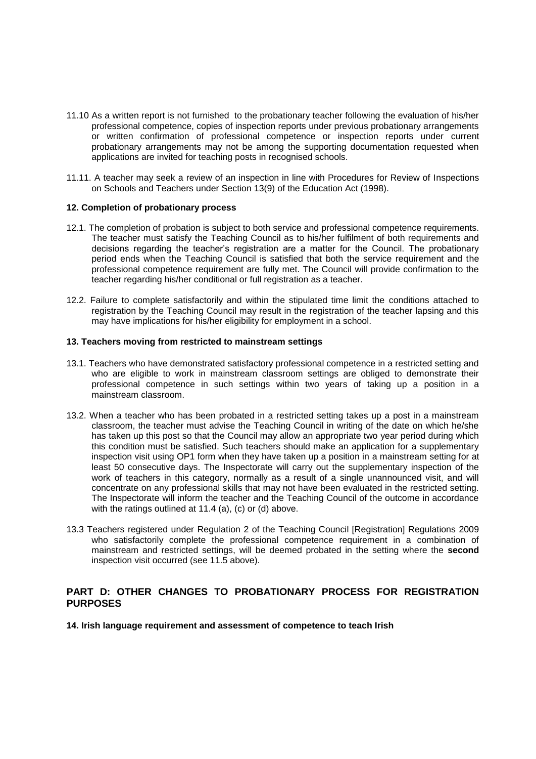11.10 As a written report is not furnished to the probationary teacher following the evaluation of his/her professional competence, copies of inspection reports under previous probationary arrangements or written confirmation of professional competence or inspection reports under current probationary arrangements may not be among the supporting documentation requested when applications are invited for teaching posts in recognised schools.

11.11. A teacher may seek a review of an inspection in line with Procedures for Review of Inspections on Schools and Teachers under Section 13(9) of the Education Act (1998).

**12. Completion of probationary process**

12.1. The completion of probation is subject to both service and professional competence requirements. The teacher must satisfy the Teaching Council as to his/her fulfilment of both requirements and decisions regarding the teacher's registration are a matter for the Council. The probationary period ends when the Teaching Council is satisfied that both the service requirement and the professional competence requirement are fully met. The Council will provide confirmation to the teacher regarding his/her conditional or full registration as a teacher.

12.2. Failure to complete satisfactorily and within the stipulated time limit the conditions attached to registration by the Teaching Council may result in the registration of the teacher lapsing and this may have implications for his/her eligibility for employment in a school.

**13. Teachers moving from restricted to mainstream settings**

13.1. Teachers who have demonstrated satisfactory professional competence in a restricted setting and who are eligible to work in mainstream classroom settings are obliged to demonstrate their professional competence in such settings within two years of taking up a position in a mainstream classroom.

13.2. When a teacher who has been probated in a restricted setting takes up a post in a mainstream classroom, the teacher must advise the Teaching Council in writing of the date on which he/she has taken up this post so that the Council may allow an appropriate two year period during which this condition must be satisfied. Such teachers should make an application for a supplementary inspection visit using OP1 form when they have taken up a position in a mainstream setting for at least 50 consecutive days. The Inspectorate will carry out the supplementary inspection of the work of teachers in this category, normally as a result of a single unannounced visit, and will concentrate on any professional skills that may not have been evaluated in the restricted setting. The Inspectorate will inform the teacher and the Teaching Council of the outcome in accordance with the ratings outlined at 11.4 (a), (c) or (d) above.

13.3 Teachers registered under Regulation 2 of the Teaching Council [Registration] Regulations 2009 who satisfactorily complete the professional competence requirement in a combination of mainstream and restricted settings, will be deemed probated in the setting where the **second** inspection visit occurred (see 11.5 above).

## PART D: OTHER CHANGES TO PROBATIONARY PROCESS FOR REGISTRATION PURPOSES

**14. Irish language requirement and assessment of competence to teach Irish**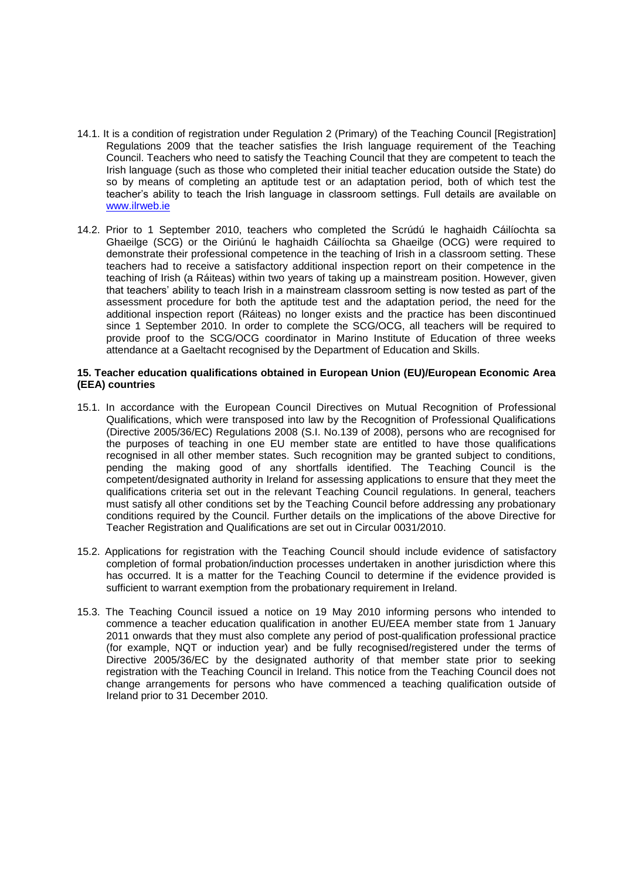14.1. It is a condition of registration under Regulation 2 (Primary) of the Teaching Council [Registration] Regulations 2009 that the teacher satisfies the Irish language requirement of the Teaching Council. Teachers who need to satisfy the Teaching Council that they are competent to teach the Irish language (such as those who completed their initial teacher education outside the State) do so by means of completing an aptitude test or an adaptation period, both of which test the teacher's ability to teach the Irish language in classroom settings. Full details are available on www.ilrweb.ie

14.2. Prior to 1 September 2010, teachers who completed the Scrúdú le haghaidh Cáilíochta sa Ghaeilge (SCG) or the Oiriúnú le haghaidh Cáilíochta sa Ghaeilge (OCG) were required to demonstrate their professional competence in the teaching of Irish in a classroom setting. These teachers had to receive a satisfactory additional inspection report on their competence in the teaching of Irish (a Ráiteas) within two years of taking up a mainstream position. However, given that teachers' ability to teach Irish in a mainstream classroom setting is now tested as part of the assessment procedure for both the aptitude test and the adaptation period, the need for the additional inspection report (Ráiteas) no longer exists and the practice has been discontinued since 1 September 2010. In order to complete the SCG/OCG, all teachers will be required to provide proof to the SCG/OCG coordinator in Marino Institute of Education of three weeks attendance at a Gaeltacht recognised by the Department of Education and Skills.

**15. Teacher education qualifications obtained in European Union (EU)/European Economic Area (EEA) countries**

15.1. In accordance with the European Council Directives on Mutual Recognition of Professional Qualifications, which were transposed into law by the Recognition of Professional Qualifications (Directive 2005/36/EC) Regulations 2008 (S.I. No.139 of 2008), persons who are recognised for the purposes of teaching in one EU member state are entitled to have those qualifications recognised in all other member states. Such recognition may be granted subject to conditions, pending the making good of any shortfalls identified. The Teaching Council is the competent/designated authority in Ireland for assessing applications to ensure that they meet the qualifications criteria set out in the relevant Teaching Council regulations. In general, teachers must satisfy all other conditions set by the Teaching Council before addressing any probationary conditions required by the Council. Further details on the implications of the above Directive for Teacher Registration and Qualifications are set out in Circular 0031/2010.

15.2. Applications for registration with the Teaching Council should include evidence of satisfactory completion of formal probation/induction processes undertaken in another jurisdiction where this has occurred. It is a matter for the Teaching Council to determine if the evidence provided is sufficient to warrant exemption from the probationary requirement in Ireland.

15.3. The Teaching Council issued a notice on 19 May 2010 informing persons who intended to commence a teacher education qualification in another EU/EEA member state from 1 January 2011 onwards that they must also complete any period of post-qualification professional practice (for example, NQT or induction year) and be fully recognised/registered under the terms of Directive 2005/36/EC by the designated authority of that member state prior to seeking registration with the Teaching Council in Ireland. This notice from the Teaching Council does not change arrangements for persons who have commenced a teaching qualification outside of Ireland prior to 31 December 2010.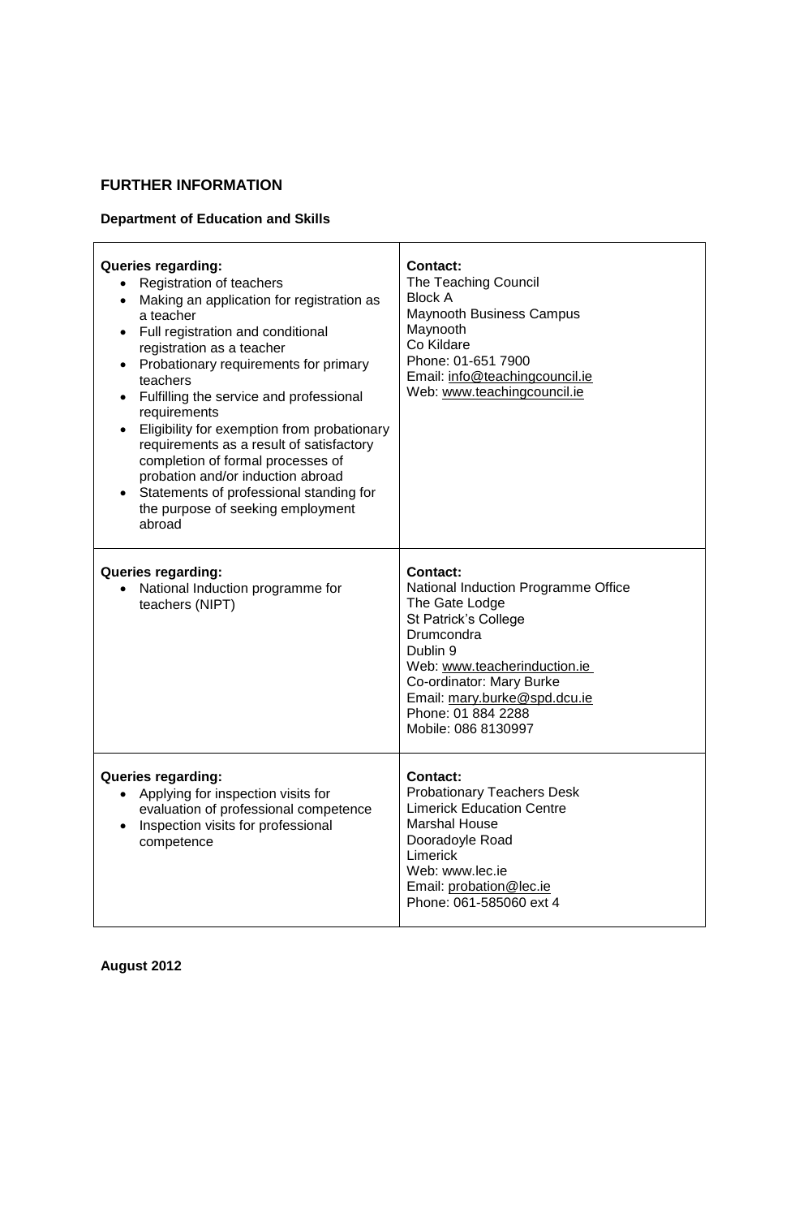## FURTHER INFORMATION

### Department of Education and Skills

| Queries regarding: | Contact: |
| --- | --- |
| • Registration of teachers<br>• Making an application for registration as a teacher<br>• Full registration and conditional registration as a teacher<br>• Probationary requirements for primary teachers<br>• Fulfilling the service and professional requirements<br>• Eligibility for exemption from probationary requirements as a result of satisfactory completion of formal processes of probation and/or induction abroad<br>• Statements of professional standing for the purpose of seeking employment abroad | The Teaching Council<br>Block A<br>Maynooth Business Campus<br>Maynooth<br>Co Kildare<br>Phone: 01-651 7900<br>Email: info@teachingcouncil.ie<br>Web: www.teachingcouncil.ie |
| **Queries regarding:**<br>• National Induction programme for teachers (NIPT) | **Contact:**<br>National Induction Programme Office<br>The Gate Lodge<br>St Patrick's College<br>Drumcondra<br>Dublin 9<br>Web: www.teacherinduction.ie<br>Co-ordinator: Mary Burke<br>Email: mary.burke@spd.dcu.ie<br>Phone: 01 884 2288<br>Mobile: 086 8130997 |
| **Queries regarding:**<br>• Applying for inspection visits for evaluation of professional competence<br>• Inspection visits for professional competence | **Contact:**<br>Probationary Teachers Desk<br>Limerick Education Centre<br>Marshal House<br>Dooradoyle Road<br>Limerick<br>Web: www.lec.ie<br>Email: probation@lec.ie<br>Phone: 061-585060 ext 4 |

**August 2012**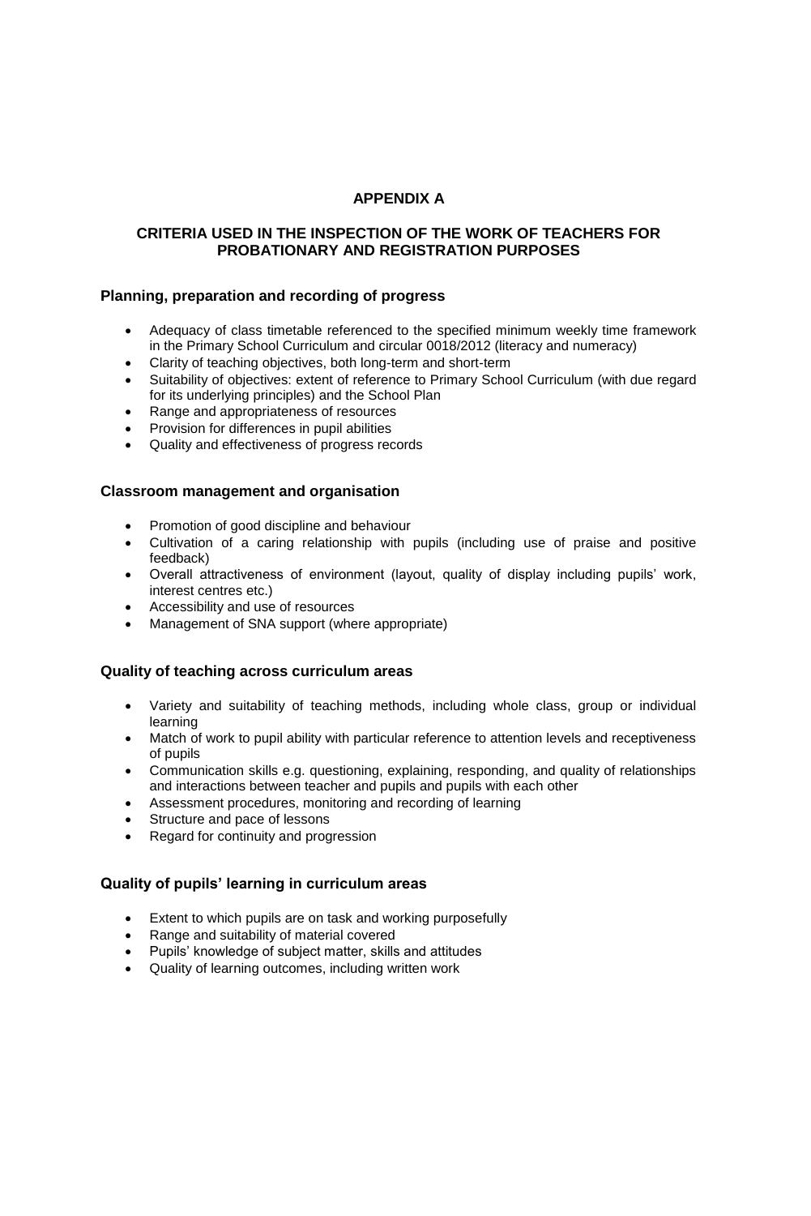# APPENDIX A

## CRITERIA USED IN THE INSPECTION OF THE WORK OF TEACHERS FOR PROBATIONARY AND REGISTRATION PURPOSES

### Planning, preparation and recording of progress

- Adequacy of class timetable referenced to the specified minimum weekly time framework in the Primary School Curriculum and circular 0018/2012 (literacy and numeracy)
- Clarity of teaching objectives, both long-term and short-term
- Suitability of objectives: extent of reference to Primary School Curriculum (with due regard for its underlying principles) and the School Plan
- Range and appropriateness of resources
- Provision for differences in pupil abilities
- Quality and effectiveness of progress records

### Classroom management and organisation

- Promotion of good discipline and behaviour
- Cultivation of a caring relationship with pupils (including use of praise and positive feedback)
- Overall attractiveness of environment (layout, quality of display including pupils' work, interest centres etc.)
- Accessibility and use of resources
- Management of SNA support (where appropriate)

### Quality of teaching across curriculum areas

- Variety and suitability of teaching methods, including whole class, group or individual learning
- Match of work to pupil ability with particular reference to attention levels and receptiveness of pupils
- Communication skills e.g. questioning, explaining, responding, and quality of relationships and interactions between teacher and pupils and pupils with each other
- Assessment procedures, monitoring and recording of learning
- Structure and pace of lessons
- Regard for continuity and progression

### Quality of pupils' learning in curriculum areas

- Extent to which pupils are on task and working purposefully
- Range and suitability of material covered
- Pupils' knowledge of subject matter, skills and attitudes
- Quality of learning outcomes, including written work